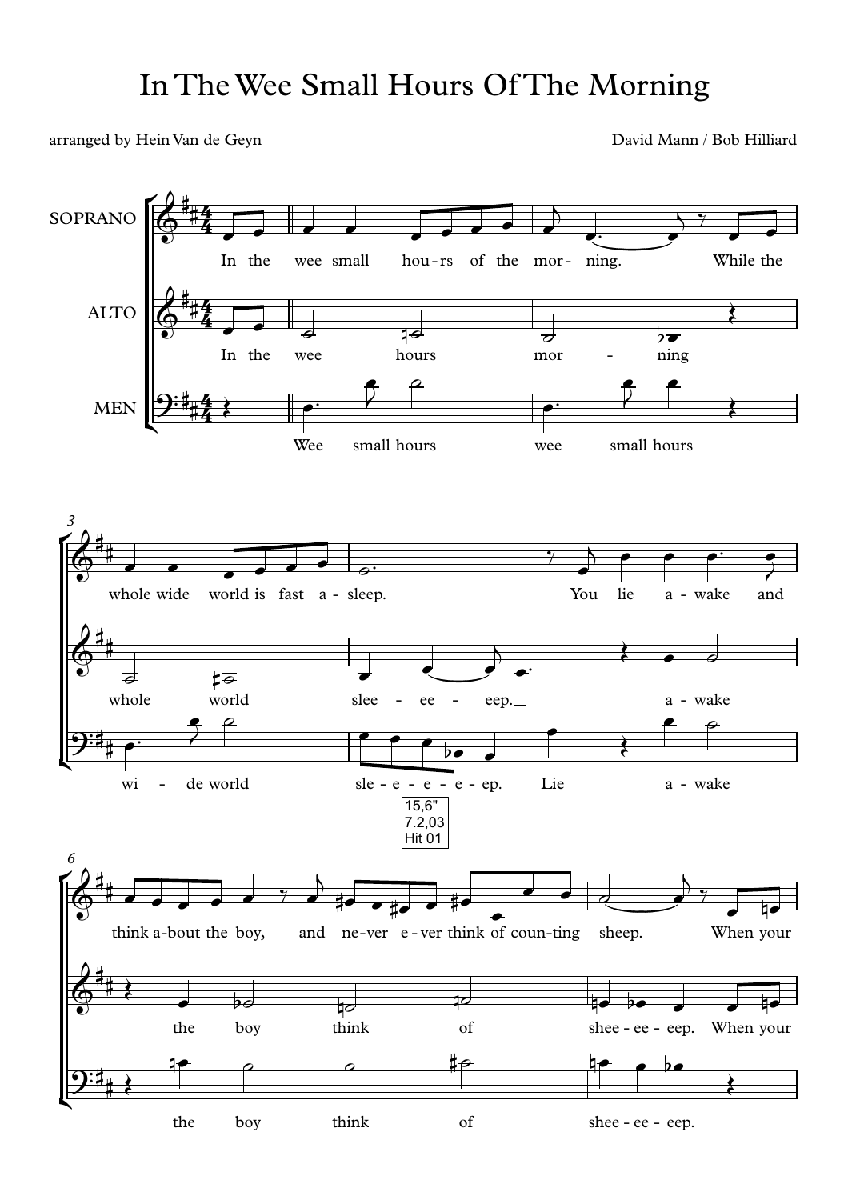# In The Wee Small Hours Of The Morning

arranged by Hein Van de Geyn

David Mann / Bob Hilliard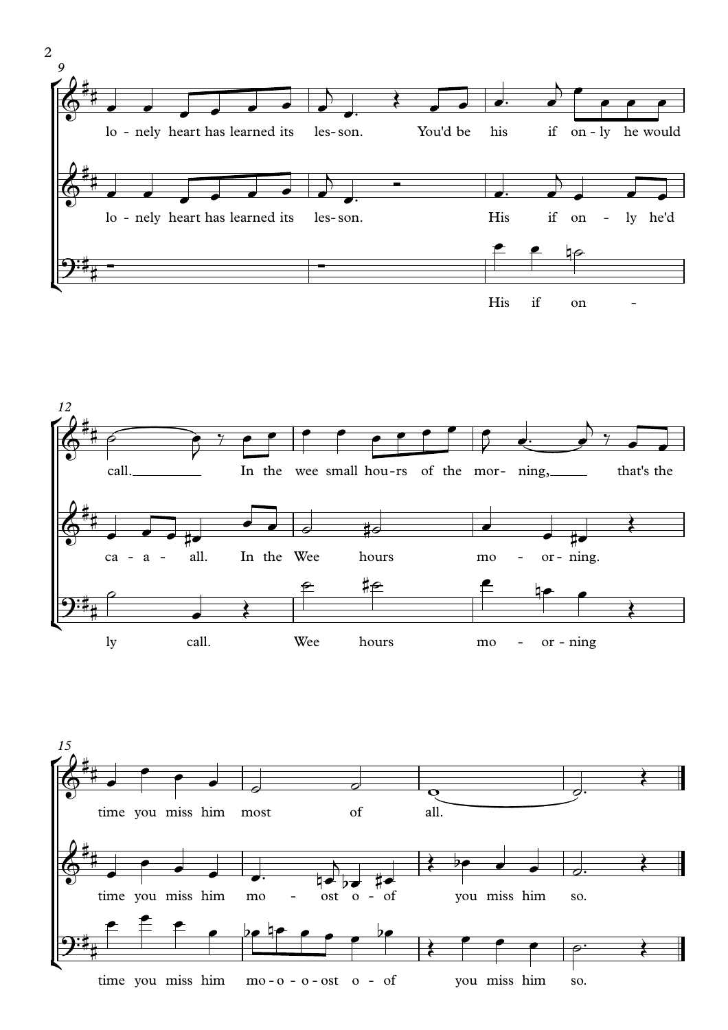9

lo - nely heart has learned its les- son. You'd be his if on - ly he would

lo - nely heart has learned its les- son. His if on - ly he'd

His if on -

12

call. In the wee small hou - rs of the mor- ning, that's the

ca - a - all. In the Wee hours mo - or - ning.

ly call. Wee hours mo - or - ning

15

time you miss him most of all.

time you miss him mo - ost o - of you miss him so.

time you miss him mo - o - o - ost o - of you miss him so.